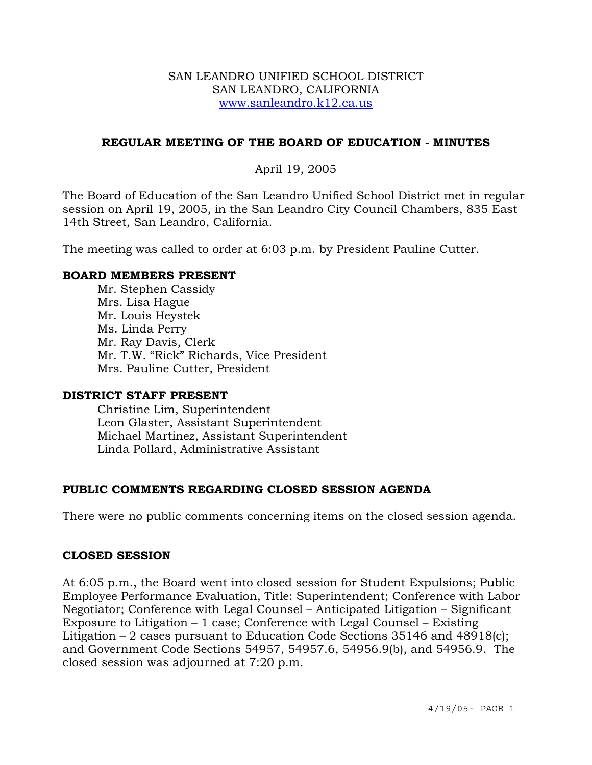SAN LEANDRO UNIFIED SCHOOL DISTRICT
SAN LEANDRO, CALIFORNIA
www.sanleandro.k12.ca.us

# REGULAR MEETING OF THE BOARD OF EDUCATION - MINUTES

April 19, 2005

The Board of Education of the San Leandro Unified School District met in regular session on April 19, 2005, in the San Leandro City Council Chambers, 835 East 14th Street, San Leandro, California.

The meeting was called to order at 6:03 p.m. by President Pauline Cutter.

## BOARD MEMBERS PRESENT

Mr. Stephen Cassidy
Mrs. Lisa Hague
Mr. Louis Heystek
Ms. Linda Perry
Mr. Ray Davis, Clerk
Mr. T.W. "Rick" Richards, Vice President
Mrs. Pauline Cutter, President

## DISTRICT STAFF PRESENT

Christine Lim, Superintendent
Leon Glaster, Assistant Superintendent
Michael Martinez, Assistant Superintendent
Linda Pollard, Administrative Assistant

## PUBLIC COMMENTS REGARDING CLOSED SESSION AGENDA

There were no public comments concerning items on the closed session agenda.

## CLOSED SESSION

At 6:05 p.m., the Board went into closed session for Student Expulsions; Public Employee Performance Evaluation, Title: Superintendent; Conference with Labor Negotiator; Conference with Legal Counsel – Anticipated Litigation – Significant Exposure to Litigation – 1 case; Conference with Legal Counsel – Existing Litigation – 2 cases pursuant to Education Code Sections 35146 and 48918(c); and Government Code Sections 54957, 54957.6, 54956.9(b), and 54956.9. The closed session was adjourned at 7:20 p.m.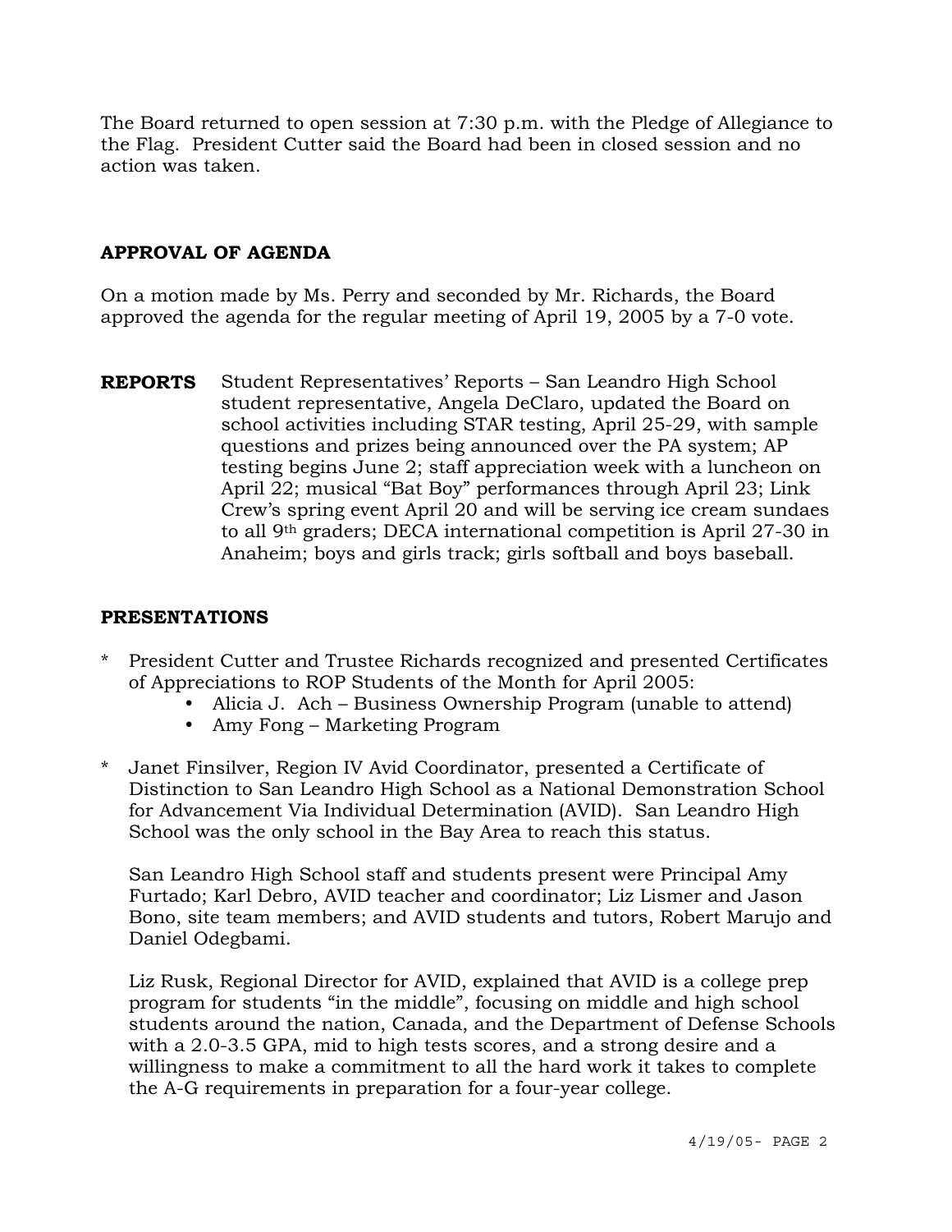The Board returned to open session at 7:30 p.m. with the Pledge of Allegiance to the Flag. President Cutter said the Board had been in closed session and no action was taken.

**APPROVAL OF AGENDA**

On a motion made by Ms. Perry and seconded by Mr. Richards, the Board approved the agenda for the regular meeting of April 19, 2005 by a 7-0 vote.

**REPORTS** Student Representatives' Reports – San Leandro High School student representative, Angela DeClaro, updated the Board on school activities including STAR testing, April 25-29, with sample questions and prizes being announced over the PA system; AP testing begins June 2; staff appreciation week with a luncheon on April 22; musical "Bat Boy" performances through April 23; Link Crew's spring event April 20 and will be serving ice cream sundaes to all 9th graders; DECA international competition is April 27-30 in Anaheim; boys and girls track; girls softball and boys baseball.

**PRESENTATIONS**

* President Cutter and Trustee Richards recognized and presented Certificates of Appreciations to ROP Students of the Month for April 2005:
  - Alicia J. Ach – Business Ownership Program (unable to attend)
  - Amy Fong – Marketing Program

* Janet Finsilver, Region IV Avid Coordinator, presented a Certificate of Distinction to San Leandro High School as a National Demonstration School for Advancement Via Individual Determination (AVID). San Leandro High School was the only school in the Bay Area to reach this status.

  San Leandro High School staff and students present were Principal Amy Furtado; Karl Debro, AVID teacher and coordinator; Liz Lismer and Jason Bono, site team members; and AVID students and tutors, Robert Marujo and Daniel Odegbami.

  Liz Rusk, Regional Director for AVID, explained that AVID is a college prep program for students "in the middle", focusing on middle and high school students around the nation, Canada, and the Department of Defense Schools with a 2.0-3.5 GPA, mid to high tests scores, and a strong desire and a willingness to make a commitment to all the hard work it takes to complete the A-G requirements in preparation for a four-year college.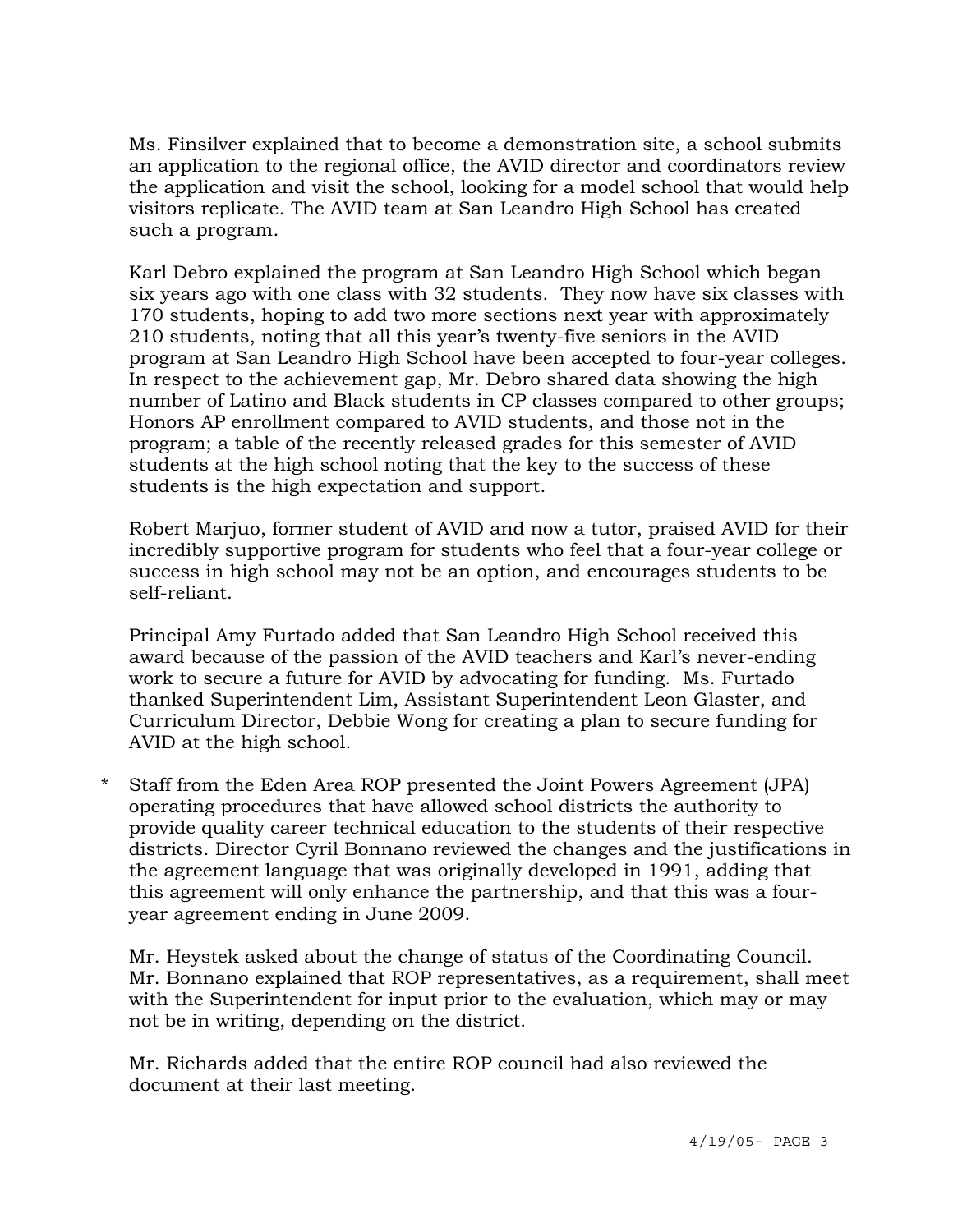Ms. Finsilver explained that to become a demonstration site, a school submits an application to the regional office, the AVID director and coordinators review the application and visit the school, looking for a model school that would help visitors replicate. The AVID team at San Leandro High School has created such a program.

Karl Debro explained the program at San Leandro High School which began six years ago with one class with 32 students. They now have six classes with 170 students, hoping to add two more sections next year with approximately 210 students, noting that all this year's twenty-five seniors in the AVID program at San Leandro High School have been accepted to four-year colleges. In respect to the achievement gap, Mr. Debro shared data showing the high number of Latino and Black students in CP classes compared to other groups; Honors AP enrollment compared to AVID students, and those not in the program; a table of the recently released grades for this semester of AVID students at the high school noting that the key to the success of these students is the high expectation and support.

Robert Marjuo, former student of AVID and now a tutor, praised AVID for their incredibly supportive program for students who feel that a four-year college or success in high school may not be an option, and encourages students to be self-reliant.

Principal Amy Furtado added that San Leandro High School received this award because of the passion of the AVID teachers and Karl's never-ending work to secure a future for AVID by advocating for funding. Ms. Furtado thanked Superintendent Lim, Assistant Superintendent Leon Glaster, and Curriculum Director, Debbie Wong for creating a plan to secure funding for AVID at the high school.

\* Staff from the Eden Area ROP presented the Joint Powers Agreement (JPA) operating procedures that have allowed school districts the authority to provide quality career technical education to the students of their respective districts. Director Cyril Bonnano reviewed the changes and the justifications in the agreement language that was originally developed in 1991, adding that this agreement will only enhance the partnership, and that this was a four-year agreement ending in June 2009.

Mr. Heystek asked about the change of status of the Coordinating Council. Mr. Bonnano explained that ROP representatives, as a requirement, shall meet with the Superintendent for input prior to the evaluation, which may or may not be in writing, depending on the district.

Mr. Richards added that the entire ROP council had also reviewed the document at their last meeting.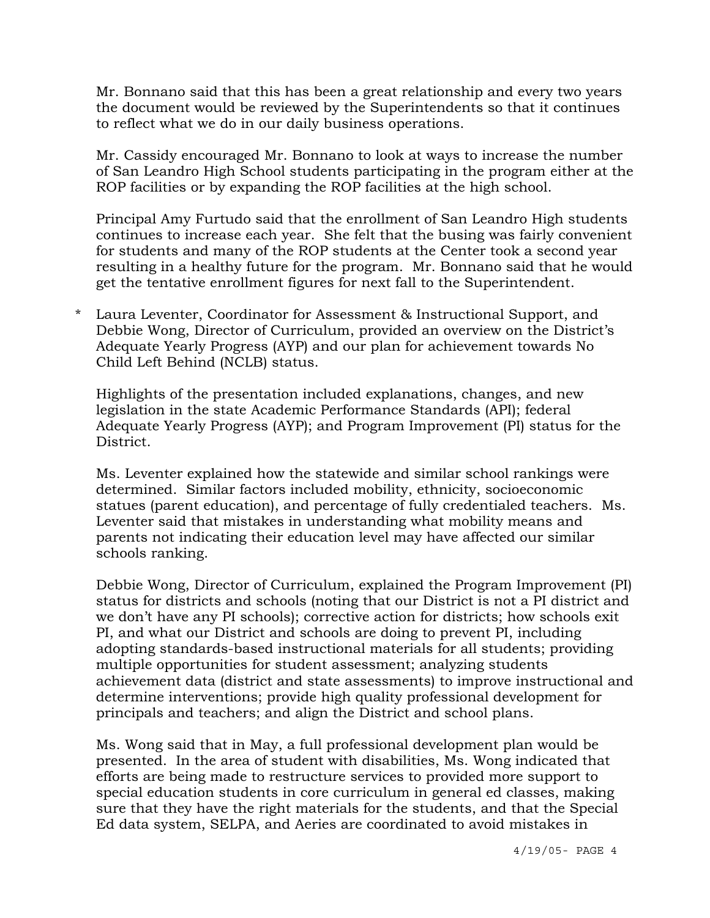Mr. Bonnano said that this has been a great relationship and every two years the document would be reviewed by the Superintendents so that it continues to reflect what we do in our daily business operations.

Mr. Cassidy encouraged Mr. Bonnano to look at ways to increase the number of San Leandro High School students participating in the program either at the ROP facilities or by expanding the ROP facilities at the high school.

Principal Amy Furtudo said that the enrollment of San Leandro High students continues to increase each year. She felt that the busing was fairly convenient for students and many of the ROP students at the Center took a second year resulting in a healthy future for the program. Mr. Bonnano said that he would get the tentative enrollment figures for next fall to the Superintendent.

* Laura Leventer, Coordinator for Assessment & Instructional Support, and Debbie Wong, Director of Curriculum, provided an overview on the District's Adequate Yearly Progress (AYP) and our plan for achievement towards No Child Left Behind (NCLB) status.

  Highlights of the presentation included explanations, changes, and new legislation in the state Academic Performance Standards (API); federal Adequate Yearly Progress (AYP); and Program Improvement (PI) status for the District.

  Ms. Leventer explained how the statewide and similar school rankings were determined. Similar factors included mobility, ethnicity, socioeconomic statues (parent education), and percentage of fully credentialed teachers. Ms. Leventer said that mistakes in understanding what mobility means and parents not indicating their education level may have affected our similar schools ranking.

  Debbie Wong, Director of Curriculum, explained the Program Improvement (PI) status for districts and schools (noting that our District is not a PI district and we don't have any PI schools); corrective action for districts; how schools exit PI, and what our District and schools are doing to prevent PI, including adopting standards-based instructional materials for all students; providing multiple opportunities for student assessment; analyzing students achievement data (district and state assessments) to improve instructional and determine interventions; provide high quality professional development for principals and teachers; and align the District and school plans.

  Ms. Wong said that in May, a full professional development plan would be presented. In the area of student with disabilities, Ms. Wong indicated that efforts are being made to restructure services to provided more support to special education students in core curriculum in general ed classes, making sure that they have the right materials for the students, and that the Special Ed data system, SELPA, and Aeries are coordinated to avoid mistakes in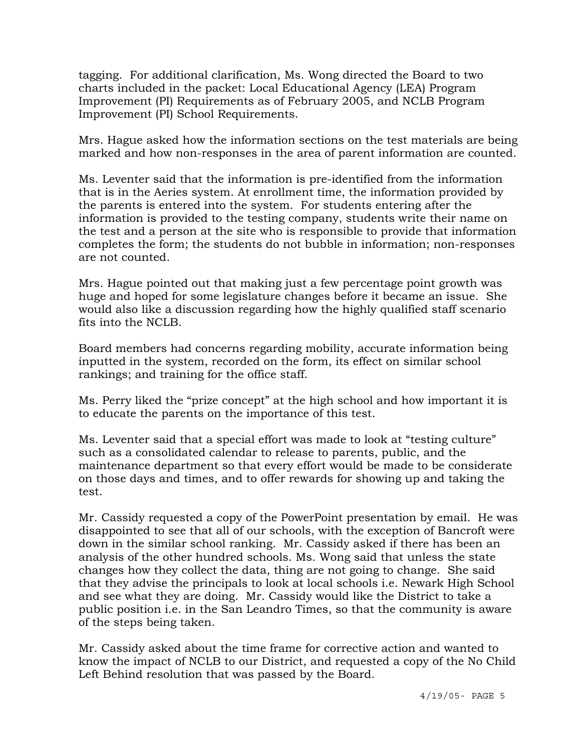tagging. For additional clarification, Ms. Wong directed the Board to two charts included in the packet: Local Educational Agency (LEA) Program Improvement (PI) Requirements as of February 2005, and NCLB Program Improvement (PI) School Requirements.

Mrs. Hague asked how the information sections on the test materials are being marked and how non-responses in the area of parent information are counted.

Ms. Leventer said that the information is pre-identified from the information that is in the Aeries system. At enrollment time, the information provided by the parents is entered into the system. For students entering after the information is provided to the testing company, students write their name on the test and a person at the site who is responsible to provide that information completes the form; the students do not bubble in information; non-responses are not counted.

Mrs. Hague pointed out that making just a few percentage point growth was huge and hoped for some legislature changes before it became an issue. She would also like a discussion regarding how the highly qualified staff scenario fits into the NCLB.

Board members had concerns regarding mobility, accurate information being inputted in the system, recorded on the form, its effect on similar school rankings; and training for the office staff.

Ms. Perry liked the "prize concept" at the high school and how important it is to educate the parents on the importance of this test.

Ms. Leventer said that a special effort was made to look at "testing culture" such as a consolidated calendar to release to parents, public, and the maintenance department so that every effort would be made to be considerate on those days and times, and to offer rewards for showing up and taking the test.

Mr. Cassidy requested a copy of the PowerPoint presentation by email. He was disappointed to see that all of our schools, with the exception of Bancroft were down in the similar school ranking. Mr. Cassidy asked if there has been an analysis of the other hundred schools. Ms. Wong said that unless the state changes how they collect the data, thing are not going to change. She said that they advise the principals to look at local schools i.e. Newark High School and see what they are doing. Mr. Cassidy would like the District to take a public position i.e. in the San Leandro Times, so that the community is aware of the steps being taken.

Mr. Cassidy asked about the time frame for corrective action and wanted to know the impact of NCLB to our District, and requested a copy of the No Child Left Behind resolution that was passed by the Board.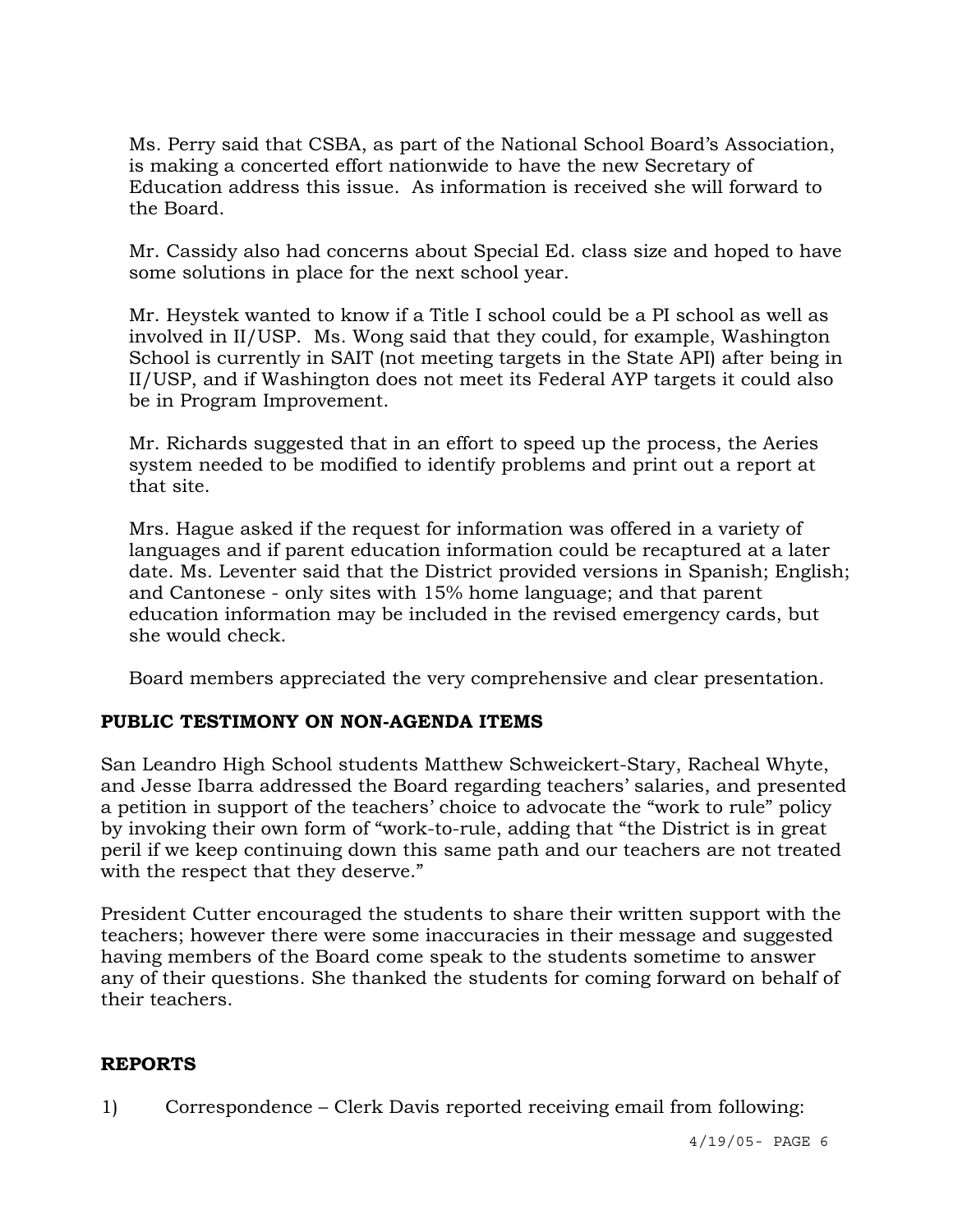Ms. Perry said that CSBA, as part of the National School Board's Association, is making a concerted effort nationwide to have the new Secretary of Education address this issue. As information is received she will forward to the Board.

Mr. Cassidy also had concerns about Special Ed. class size and hoped to have some solutions in place for the next school year.

Mr. Heystek wanted to know if a Title I school could be a PI school as well as involved in II/USP. Ms. Wong said that they could, for example, Washington School is currently in SAIT (not meeting targets in the State API) after being in II/USP, and if Washington does not meet its Federal AYP targets it could also be in Program Improvement.

Mr. Richards suggested that in an effort to speed up the process, the Aeries system needed to be modified to identify problems and print out a report at that site.

Mrs. Hague asked if the request for information was offered in a variety of languages and if parent education information could be recaptured at a later date. Ms. Leventer said that the District provided versions in Spanish; English; and Cantonese - only sites with 15% home language; and that parent education information may be included in the revised emergency cards, but she would check.

Board members appreciated the very comprehensive and clear presentation.

## PUBLIC TESTIMONY ON NON-AGENDA ITEMS

San Leandro High School students Matthew Schweickert-Stary, Racheal Whyte, and Jesse Ibarra addressed the Board regarding teachers' salaries, and presented a petition in support of the teachers' choice to advocate the "work to rule" policy by invoking their own form of "work-to-rule, adding that "the District is in great peril if we keep continuing down this same path and our teachers are not treated with the respect that they deserve."

President Cutter encouraged the students to share their written support with the teachers; however there were some inaccuracies in their message and suggested having members of the Board come speak to the students sometime to answer any of their questions. She thanked the students for coming forward on behalf of their teachers.

## REPORTS

1) Correspondence – Clerk Davis reported receiving email from following: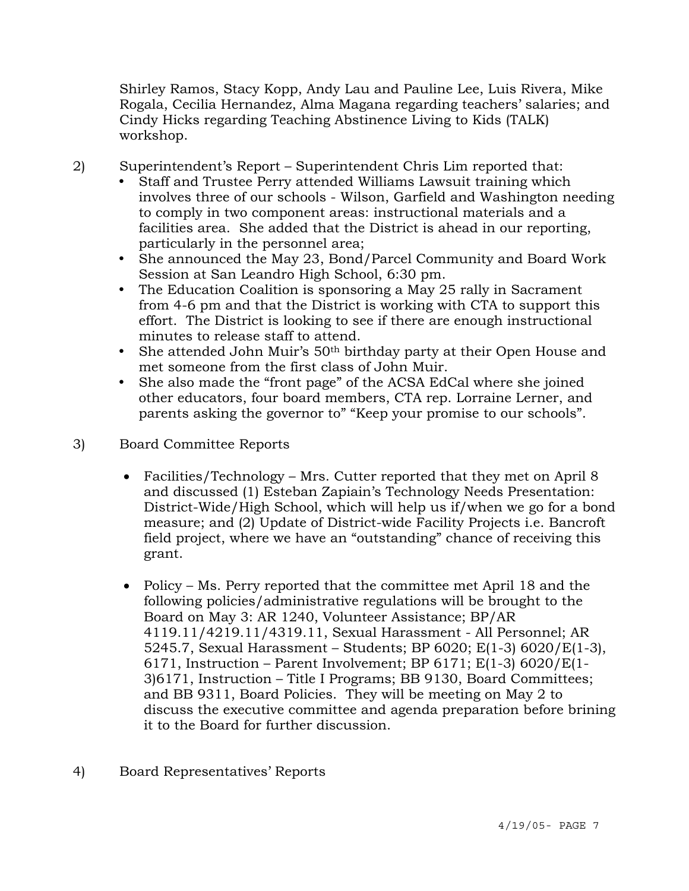Shirley Ramos, Stacy Kopp, Andy Lau and Pauline Lee, Luis Rivera, Mike Rogala, Cecilia Hernandez, Alma Magana regarding teachers' salaries; and Cindy Hicks regarding Teaching Abstinence Living to Kids (TALK) workshop.

2) Superintendent's Report – Superintendent Chris Lim reported that:

- Staff and Trustee Perry attended Williams Lawsuit training which involves three of our schools - Wilson, Garfield and Washington needing to comply in two component areas: instructional materials and a facilities area. She added that the District is ahead in our reporting, particularly in the personnel area;
- She announced the May 23, Bond/Parcel Community and Board Work Session at San Leandro High School, 6:30 pm.
- The Education Coalition is sponsoring a May 25 rally in Sacrament from 4-6 pm and that the District is working with CTA to support this effort. The District is looking to see if there are enough instructional minutes to release staff to attend.
- She attended John Muir's 50th birthday party at their Open House and met someone from the first class of John Muir.
- She also made the "front page" of the ACSA EdCal where she joined other educators, four board members, CTA rep. Lorraine Lerner, and parents asking the governor to" "Keep your promise to our schools".

3) Board Committee Reports

- Facilities/Technology – Mrs. Cutter reported that they met on April 8 and discussed (1) Esteban Zapiain's Technology Needs Presentation: District-Wide/High School, which will help us if/when we go for a bond measure; and (2) Update of District-wide Facility Projects i.e. Bancroft field project, where we have an "outstanding" chance of receiving this grant.

- Policy – Ms. Perry reported that the committee met April 18 and the following policies/administrative regulations will be brought to the Board on May 3: AR 1240, Volunteer Assistance; BP/AR 4119.11/4219.11/4319.11, Sexual Harassment - All Personnel; AR 5245.7, Sexual Harassment – Students; BP 6020; E(1-3) 6020/E(1-3), 6171, Instruction – Parent Involvement; BP 6171; E(1-3) 6020/E(1-3)6171, Instruction – Title I Programs; BB 9130, Board Committees; and BB 9311, Board Policies. They will be meeting on May 2 to discuss the executive committee and agenda preparation before brining it to the Board for further discussion.

4) Board Representatives' Reports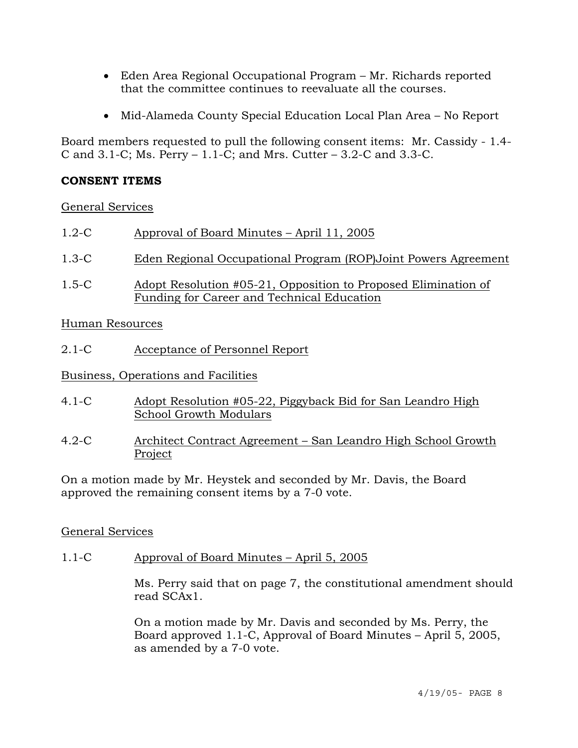- Eden Area Regional Occupational Program – Mr. Richards reported that the committee continues to reevaluate all the courses.

- Mid-Alameda County Special Education Local Plan Area – No Report

Board members requested to pull the following consent items: Mr. Cassidy - 1.4-C and 3.1-C; Ms. Perry – 1.1-C; and Mrs. Cutter – 3.2-C and 3.3-C.

## CONSENT ITEMS

General Services

1.2-C Approval of Board Minutes – April 11, 2005

1.3-C Eden Regional Occupational Program (ROP)Joint Powers Agreement

1.5-C Adopt Resolution #05-21, Opposition to Proposed Elimination of Funding for Career and Technical Education

Human Resources

2.1-C Acceptance of Personnel Report

Business, Operations and Facilities

4.1-C Adopt Resolution #05-22, Piggyback Bid for San Leandro High School Growth Modulars

4.2-C Architect Contract Agreement – San Leandro High School Growth Project

On a motion made by Mr. Heystek and seconded by Mr. Davis, the Board approved the remaining consent items by a 7-0 vote.

General Services

1.1-C Approval of Board Minutes – April 5, 2005

Ms. Perry said that on page 7, the constitutional amendment should read SCAx1.

On a motion made by Mr. Davis and seconded by Ms. Perry, the Board approved 1.1-C, Approval of Board Minutes – April 5, 2005, as amended by a 7-0 vote.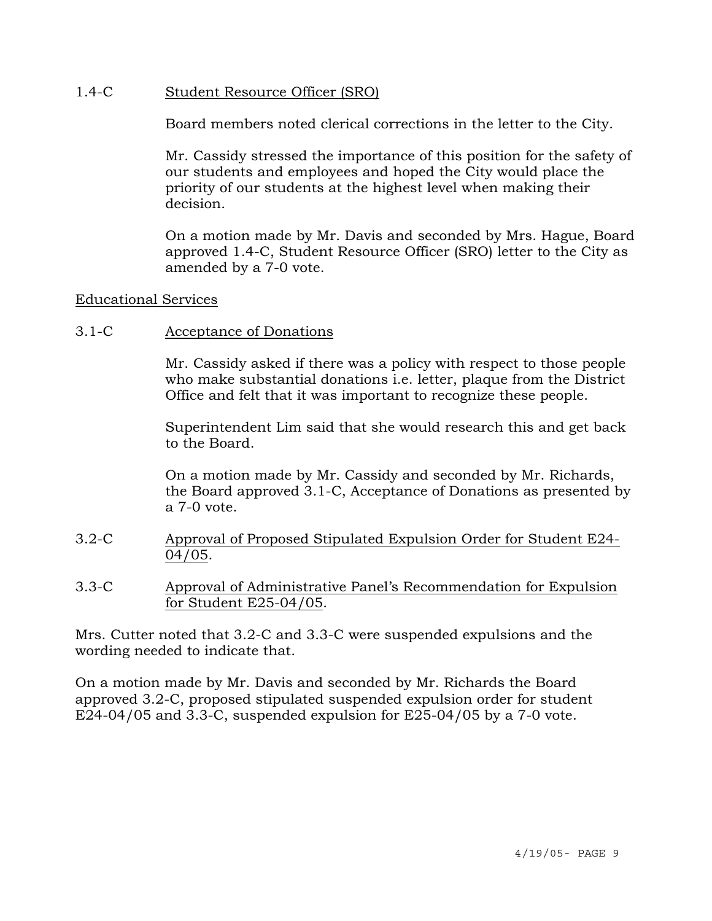1.4-C Student Resource Officer (SRO)

Board members noted clerical corrections in the letter to the City.

Mr. Cassidy stressed the importance of this position for the safety of our students and employees and hoped the City would place the priority of our students at the highest level when making their decision.

On a motion made by Mr. Davis and seconded by Mrs. Hague, Board approved 1.4-C, Student Resource Officer (SRO) letter to the City as amended by a 7-0 vote.

Educational Services

3.1-C Acceptance of Donations

Mr. Cassidy asked if there was a policy with respect to those people who make substantial donations i.e. letter, plaque from the District Office and felt that it was important to recognize these people.

Superintendent Lim said that she would research this and get back to the Board.

On a motion made by Mr. Cassidy and seconded by Mr. Richards, the Board approved 3.1-C, Acceptance of Donations as presented by a 7-0 vote.

3.2-C Approval of Proposed Stipulated Expulsion Order for Student E24-04/05.

3.3-C Approval of Administrative Panel's Recommendation for Expulsion for Student E25-04/05.

Mrs. Cutter noted that 3.2-C and 3.3-C were suspended expulsions and the wording needed to indicate that.

On a motion made by Mr. Davis and seconded by Mr. Richards the Board approved 3.2-C, proposed stipulated suspended expulsion order for student E24-04/05 and 3.3-C, suspended expulsion for E25-04/05 by a 7-0 vote.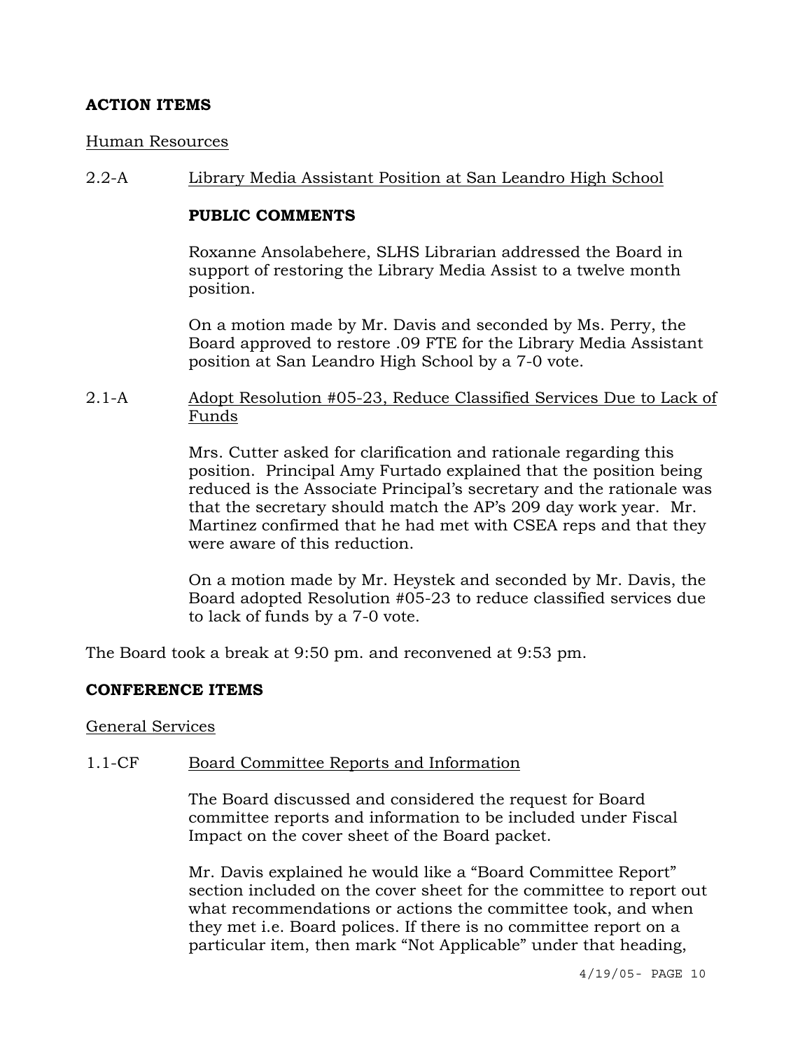**ACTION ITEMS**

Human Resources

2.2-A Library Media Assistant Position at San Leandro High School

**PUBLIC COMMENTS**

Roxanne Ansolabehere, SLHS Librarian addressed the Board in support of restoring the Library Media Assist to a twelve month position.

On a motion made by Mr. Davis and seconded by Ms. Perry, the Board approved to restore .09 FTE for the Library Media Assistant position at San Leandro High School by a 7-0 vote.

2.1-A Adopt Resolution #05-23, Reduce Classified Services Due to Lack of Funds

Mrs. Cutter asked for clarification and rationale regarding this position. Principal Amy Furtado explained that the position being reduced is the Associate Principal's secretary and the rationale was that the secretary should match the AP's 209 day work year. Mr. Martinez confirmed that he had met with CSEA reps and that they were aware of this reduction.

On a motion made by Mr. Heystek and seconded by Mr. Davis, the Board adopted Resolution #05-23 to reduce classified services due to lack of funds by a 7-0 vote.

The Board took a break at 9:50 pm. and reconvened at 9:53 pm.

**CONFERENCE ITEMS**

General Services

1.1-CF Board Committee Reports and Information

The Board discussed and considered the request for Board committee reports and information to be included under Fiscal Impact on the cover sheet of the Board packet.

Mr. Davis explained he would like a "Board Committee Report" section included on the cover sheet for the committee to report out what recommendations or actions the committee took, and when they met i.e. Board polices. If there is no committee report on a particular item, then mark "Not Applicable" under that heading,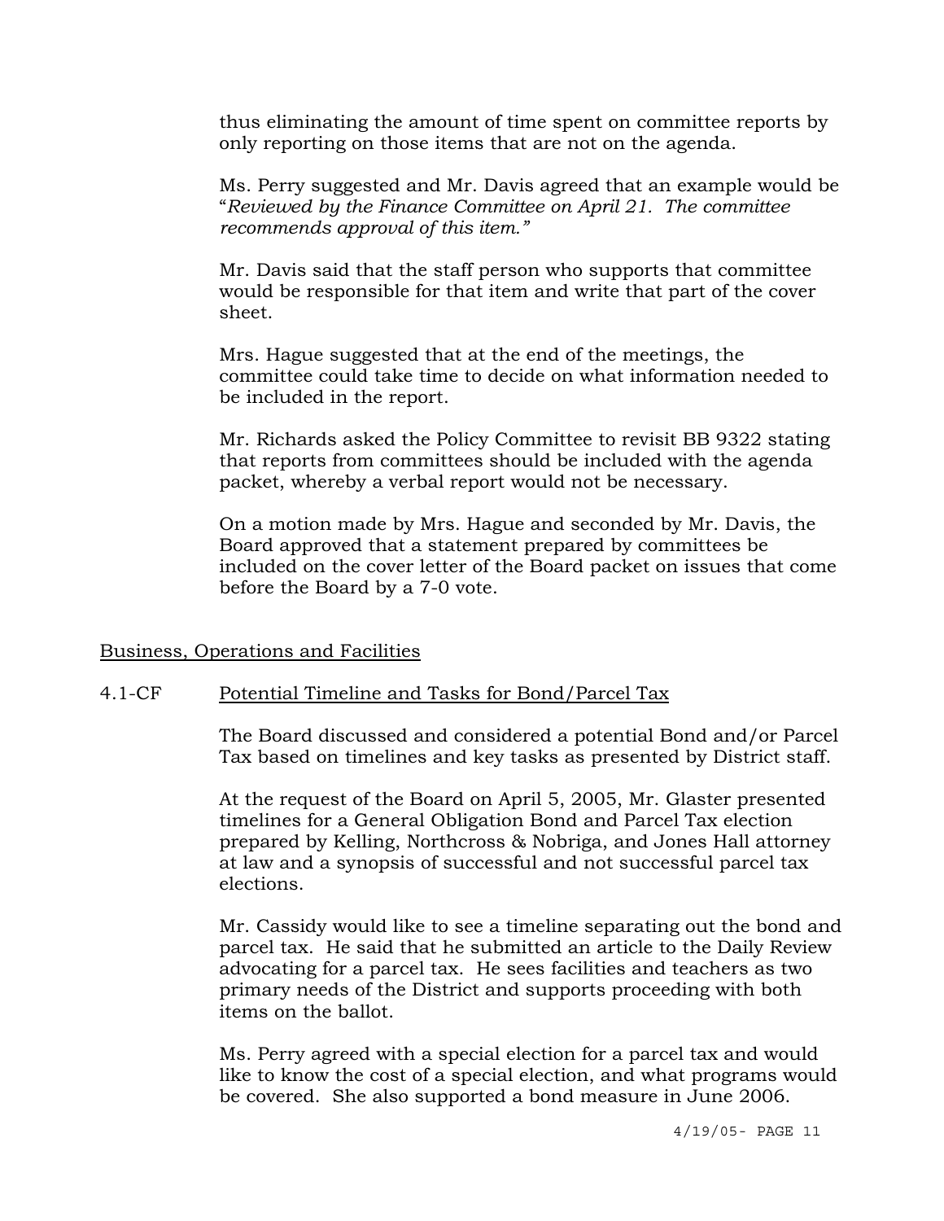thus eliminating the amount of time spent on committee reports by only reporting on those items that are not on the agenda.

Ms. Perry suggested and Mr. Davis agreed that an example would be "*Reviewed by the Finance Committee on April 21. The committee recommends approval of this item.*"

Mr. Davis said that the staff person who supports that committee would be responsible for that item and write that part of the cover sheet.

Mrs. Hague suggested that at the end of the meetings, the committee could take time to decide on what information needed to be included in the report.

Mr. Richards asked the Policy Committee to revisit BB 9322 stating that reports from committees should be included with the agenda packet, whereby a verbal report would not be necessary.

On a motion made by Mrs. Hague and seconded by Mr. Davis, the Board approved that a statement prepared by committees be included on the cover letter of the Board packet on issues that come before the Board by a 7-0 vote.

<u>Business, Operations and Facilities</u>

4.1-CF <u>Potential Timeline and Tasks for Bond/Parcel Tax</u>

The Board discussed and considered a potential Bond and/or Parcel Tax based on timelines and key tasks as presented by District staff.

At the request of the Board on April 5, 2005, Mr. Glaster presented timelines for a General Obligation Bond and Parcel Tax election prepared by Kelling, Northcross & Nobriga, and Jones Hall attorney at law and a synopsis of successful and not successful parcel tax elections.

Mr. Cassidy would like to see a timeline separating out the bond and parcel tax. He said that he submitted an article to the Daily Review advocating for a parcel tax. He sees facilities and teachers as two primary needs of the District and supports proceeding with both items on the ballot.

Ms. Perry agreed with a special election for a parcel tax and would like to know the cost of a special election, and what programs would be covered. She also supported a bond measure in June 2006.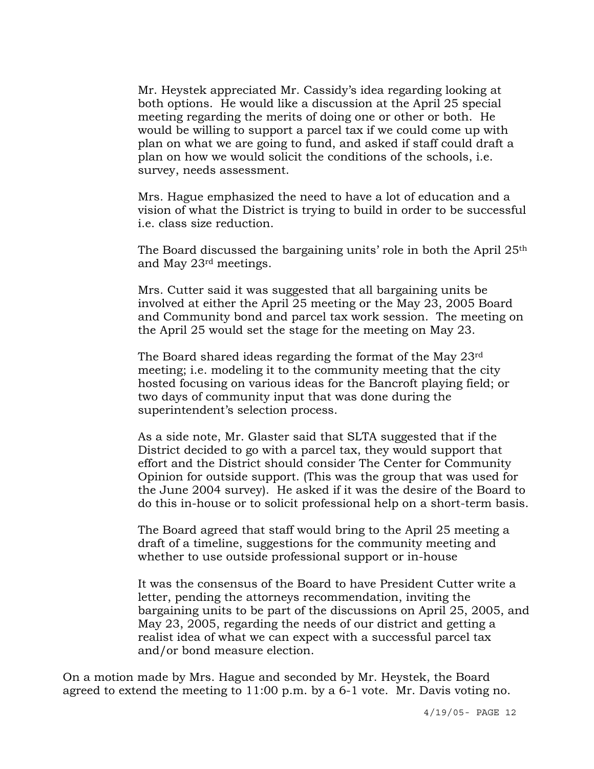Mr. Heystek appreciated Mr. Cassidy's idea regarding looking at both options. He would like a discussion at the April 25 special meeting regarding the merits of doing one or other or both. He would be willing to support a parcel tax if we could come up with plan on what we are going to fund, and asked if staff could draft a plan on how we would solicit the conditions of the schools, i.e. survey, needs assessment.

Mrs. Hague emphasized the need to have a lot of education and a vision of what the District is trying to build in order to be successful i.e. class size reduction.

The Board discussed the bargaining units' role in both the April 25th and May 23rd meetings.

Mrs. Cutter said it was suggested that all bargaining units be involved at either the April 25 meeting or the May 23, 2005 Board and Community bond and parcel tax work session. The meeting on the April 25 would set the stage for the meeting on May 23.

The Board shared ideas regarding the format of the May 23rd meeting; i.e. modeling it to the community meeting that the city hosted focusing on various ideas for the Bancroft playing field; or two days of community input that was done during the superintendent's selection process.

As a side note, Mr. Glaster said that SLTA suggested that if the District decided to go with a parcel tax, they would support that effort and the District should consider The Center for Community Opinion for outside support. (This was the group that was used for the June 2004 survey). He asked if it was the desire of the Board to do this in-house or to solicit professional help on a short-term basis.

The Board agreed that staff would bring to the April 25 meeting a draft of a timeline, suggestions for the community meeting and whether to use outside professional support or in-house

It was the consensus of the Board to have President Cutter write a letter, pending the attorneys recommendation, inviting the bargaining units to be part of the discussions on April 25, 2005, and May 23, 2005, regarding the needs of our district and getting a realist idea of what we can expect with a successful parcel tax and/or bond measure election.

On a motion made by Mrs. Hague and seconded by Mr. Heystek, the Board agreed to extend the meeting to 11:00 p.m. by a 6-1 vote. Mr. Davis voting no.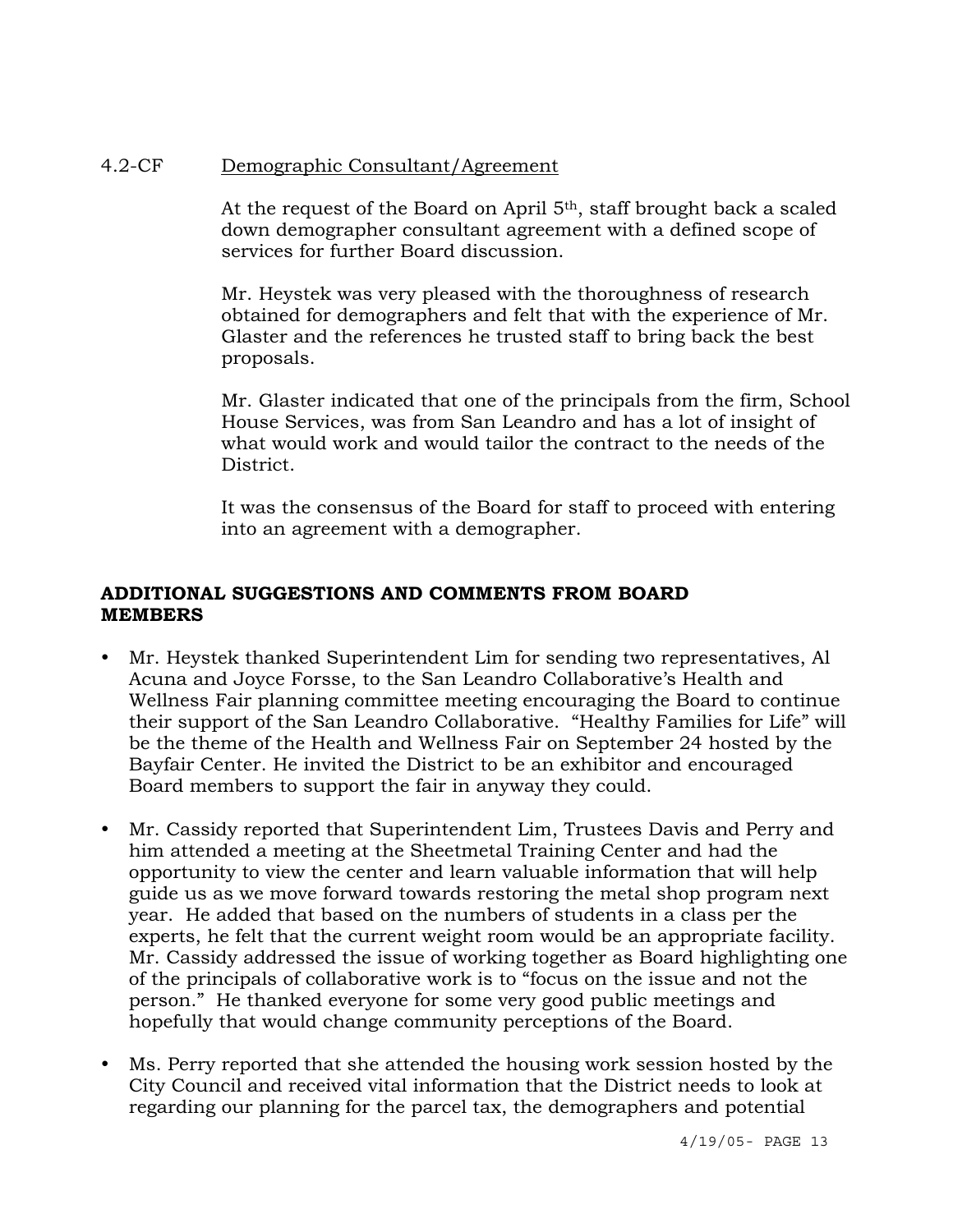4.2-CF Demographic Consultant/Agreement

At the request of the Board on April 5th, staff brought back a scaled down demographer consultant agreement with a defined scope of services for further Board discussion.

Mr. Heystek was very pleased with the thoroughness of research obtained for demographers and felt that with the experience of Mr. Glaster and the references he trusted staff to bring back the best proposals.

Mr. Glaster indicated that one of the principals from the firm, School House Services, was from San Leandro and has a lot of insight of what would work and would tailor the contract to the needs of the District.

It was the consensus of the Board for staff to proceed with entering into an agreement with a demographer.

## ADDITIONAL SUGGESTIONS AND COMMENTS FROM BOARD MEMBERS

- Mr. Heystek thanked Superintendent Lim for sending two representatives, Al Acuna and Joyce Forsse, to the San Leandro Collaborative's Health and Wellness Fair planning committee meeting encouraging the Board to continue their support of the San Leandro Collaborative. "Healthy Families for Life" will be the theme of the Health and Wellness Fair on September 24 hosted by the Bayfair Center. He invited the District to be an exhibitor and encouraged Board members to support the fair in anyway they could.

- Mr. Cassidy reported that Superintendent Lim, Trustees Davis and Perry and him attended a meeting at the Sheetmetal Training Center and had the opportunity to view the center and learn valuable information that will help guide us as we move forward towards restoring the metal shop program next year. He added that based on the numbers of students in a class per the experts, he felt that the current weight room would be an appropriate facility. Mr. Cassidy addressed the issue of working together as Board highlighting one of the principals of collaborative work is to "focus on the issue and not the person." He thanked everyone for some very good public meetings and hopefully that would change community perceptions of the Board.

- Ms. Perry reported that she attended the housing work session hosted by the City Council and received vital information that the District needs to look at regarding our planning for the parcel tax, the demographers and potential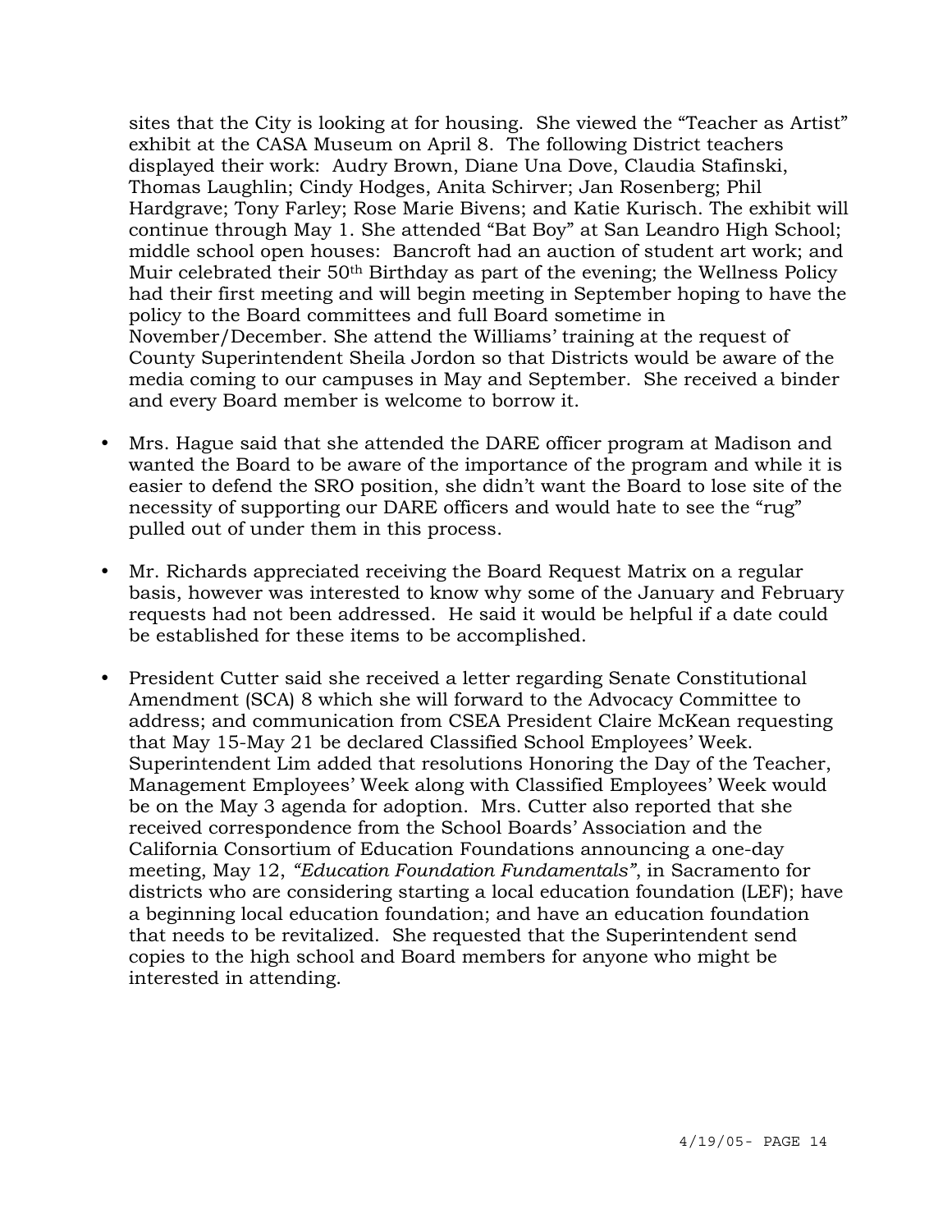sites that the City is looking at for housing. She viewed the "Teacher as Artist" exhibit at the CASA Museum on April 8. The following District teachers displayed their work: Audry Brown, Diane Una Dove, Claudia Stafinski, Thomas Laughlin; Cindy Hodges, Anita Schirver; Jan Rosenberg; Phil Hardgrave; Tony Farley; Rose Marie Bivens; and Katie Kurisch. The exhibit will continue through May 1. She attended "Bat Boy" at San Leandro High School; middle school open houses: Bancroft had an auction of student art work; and Muir celebrated their 50th Birthday as part of the evening; the Wellness Policy had their first meeting and will begin meeting in September hoping to have the policy to the Board committees and full Board sometime in November/December. She attend the Williams' training at the request of County Superintendent Sheila Jordon so that Districts would be aware of the media coming to our campuses in May and September. She received a binder and every Board member is welcome to borrow it.

- Mrs. Hague said that she attended the DARE officer program at Madison and wanted the Board to be aware of the importance of the program and while it is easier to defend the SRO position, she didn't want the Board to lose site of the necessity of supporting our DARE officers and would hate to see the "rug" pulled out of under them in this process.

- Mr. Richards appreciated receiving the Board Request Matrix on a regular basis, however was interested to know why some of the January and February requests had not been addressed. He said it would be helpful if a date could be established for these items to be accomplished.

- President Cutter said she received a letter regarding Senate Constitutional Amendment (SCA) 8 which she will forward to the Advocacy Committee to address; and communication from CSEA President Claire McKean requesting that May 15-May 21 be declared Classified School Employees' Week. Superintendent Lim added that resolutions Honoring the Day of the Teacher, Management Employees' Week along with Classified Employees' Week would be on the May 3 agenda for adoption. Mrs. Cutter also reported that she received correspondence from the School Boards' Association and the California Consortium of Education Foundations announcing a one-day meeting, May 12, *"Education Foundation Fundamentals"*, in Sacramento for districts who are considering starting a local education foundation (LEF); have a beginning local education foundation; and have an education foundation that needs to be revitalized. She requested that the Superintendent send copies to the high school and Board members for anyone who might be interested in attending.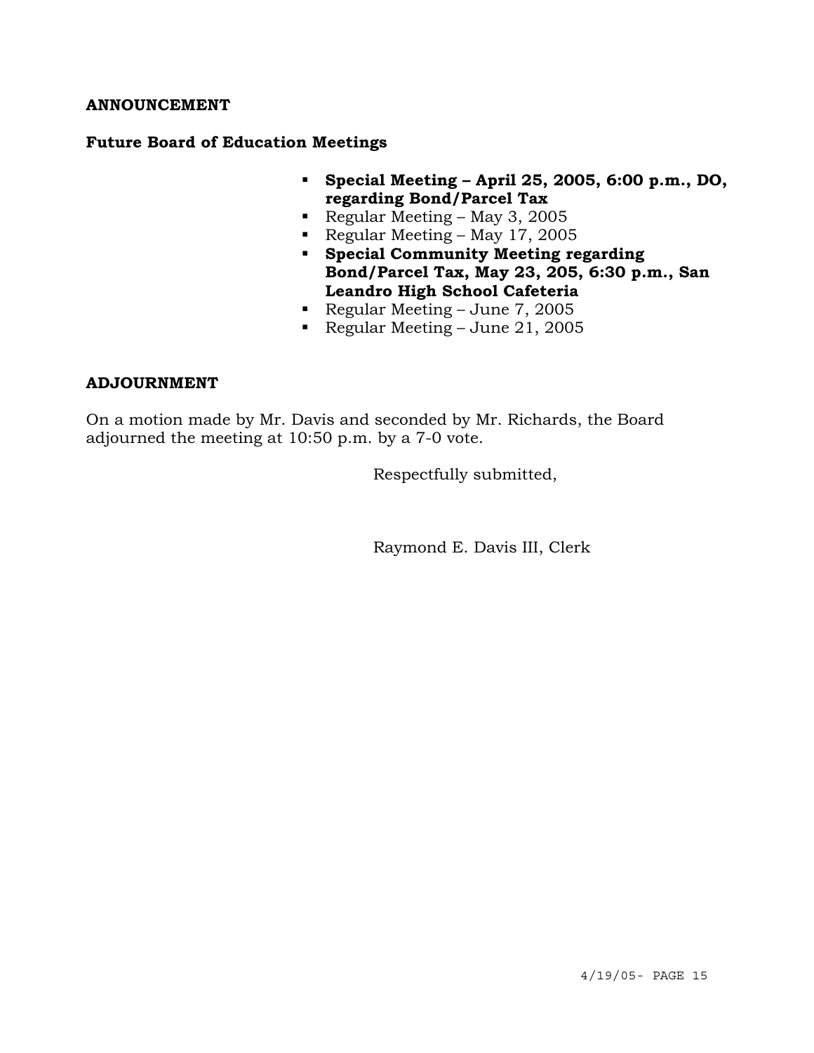**ANNOUNCEMENT**

**Future Board of Education Meetings**

- **Special Meeting – April 25, 2005, 6:00 p.m., DO, regarding Bond/Parcel Tax**
- Regular Meeting – May 3, 2005
- Regular Meeting – May 17, 2005
- **Special Community Meeting regarding Bond/Parcel Tax, May 23, 205, 6:30 p.m., San Leandro High School Cafeteria**
- Regular Meeting – June 7, 2005
- Regular Meeting – June 21, 2005

**ADJOURNMENT**

On a motion made by Mr. Davis and seconded by Mr. Richards, the Board adjourned the meeting at 10:50 p.m. by a 7-0 vote.

Respectfully submitted,

Raymond E. Davis III, Clerk